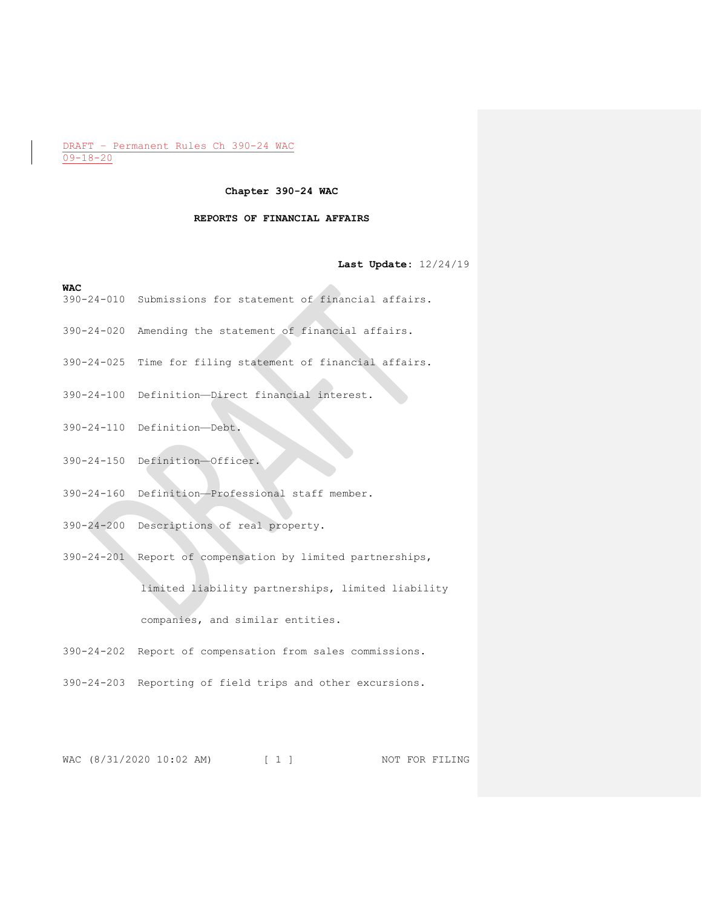DRAFT – Permanent Rules Ch 390-24 WAC
09-18-20

# Chapter 390-24 WAC

## REPORTS OF FINANCIAL AFFAIRS

**Last Update:** 12/24/19

**WAC**

390-24-010 Submissions for statement of financial affairs.

390-24-020 Amending the statement of financial affairs.

390-24-025 Time for filing statement of financial affairs.

390-24-100 Definition—Direct financial interest.

390-24-110 Definition—Debt.

390-24-150 Definition—Officer.

390-24-160 Definition—Professional staff member.

390-24-200 Descriptions of real property.

390-24-201 Report of compensation by limited partnerships, limited liability partnerships, limited liability companies, and similar entities.

390-24-202 Report of compensation from sales commissions.

390-24-203 Reporting of field trips and other excursions.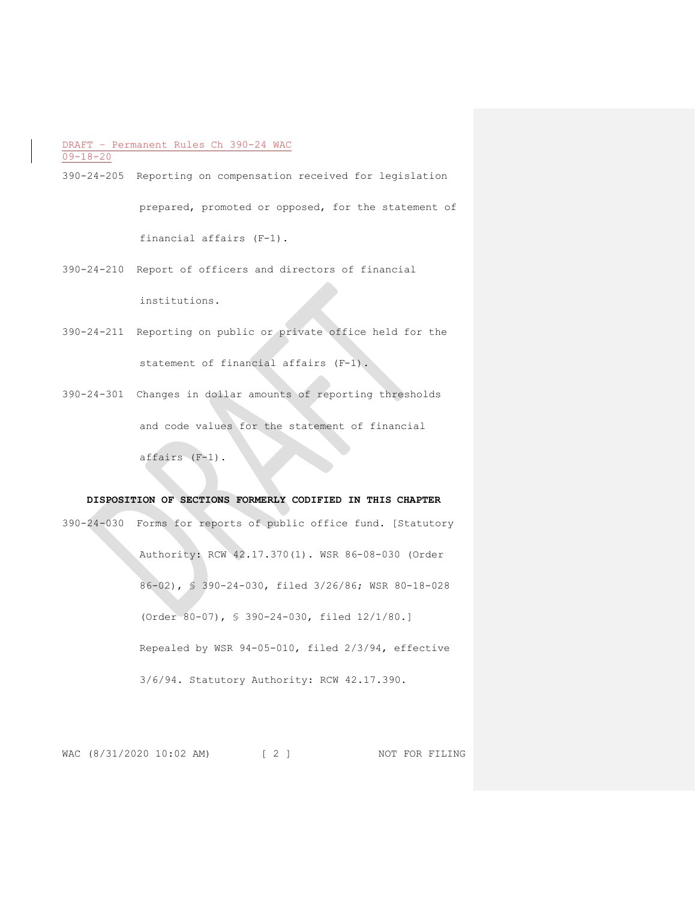390-24-205 Reporting on compensation received for legislation prepared, promoted or opposed, for the statement of financial affairs (F-1).

390-24-210 Report of officers and directors of financial institutions.

390-24-211 Reporting on public or private office held for the statement of financial affairs (F-1).

390-24-301 Changes in dollar amounts of reporting thresholds and code values for the statement of financial affairs (F-1).

**DISPOSITION OF SECTIONS FORMERLY CODIFIED IN THIS CHAPTER**

390-24-030 Forms for reports of public office fund. [Statutory Authority: RCW 42.17.370(1). WSR 86-08-030 (Order 86-02), § 390-24-030, filed 3/26/86; WSR 80-18-028 (Order 80-07), § 390-24-030, filed 12/1/80.] Repealed by WSR 94-05-010, filed 2/3/94, effective 3/6/94. Statutory Authority: RCW 42.17.390.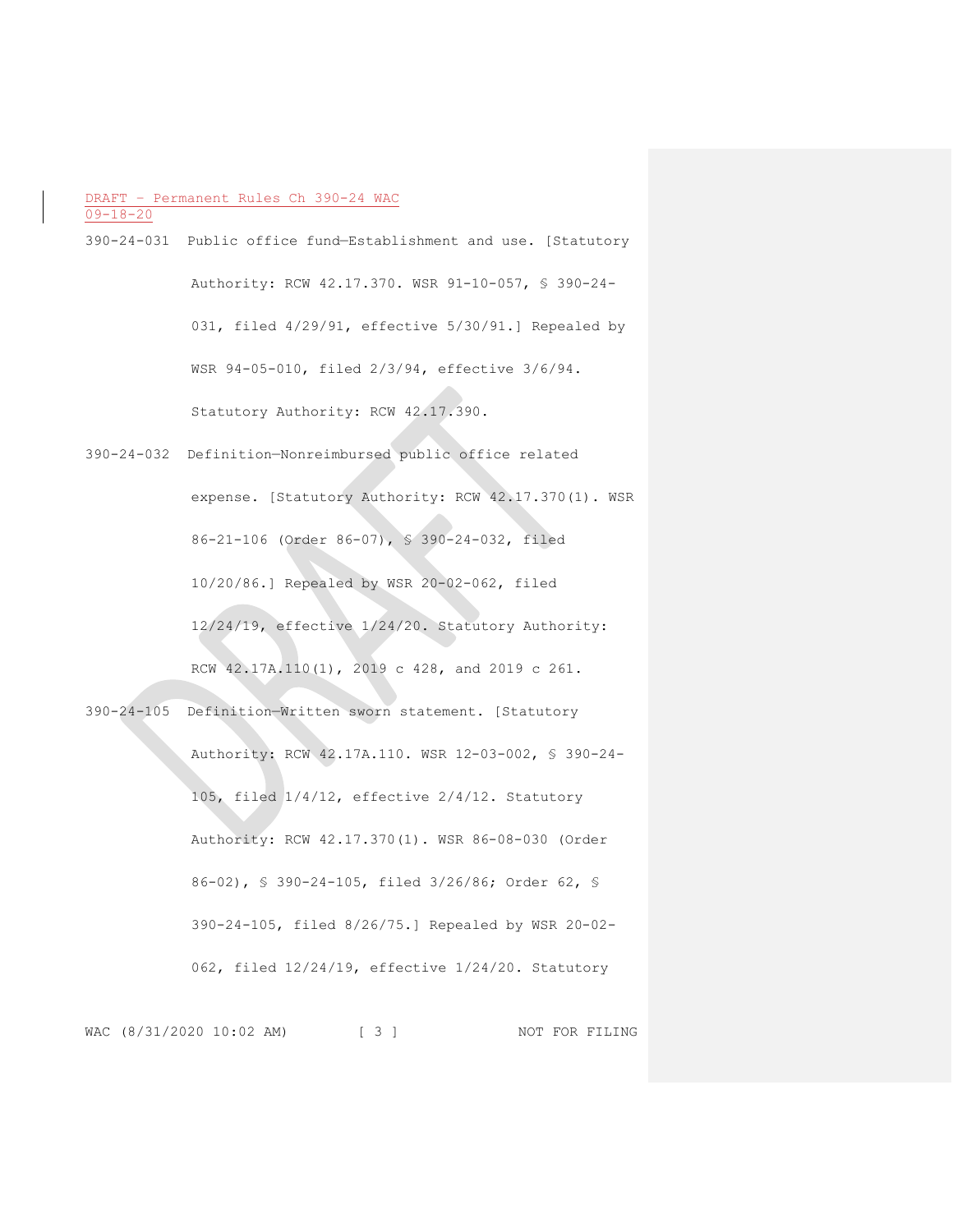DRAFT - Permanent Rules Ch 390-24 WAC
09-18-20

390-24-031 Public office fund—Establishment and use. [Statutory Authority: RCW 42.17.370. WSR 91-10-057, § 390-24-031, filed 4/29/91, effective 5/30/91.] Repealed by WSR 94-05-010, filed 2/3/94, effective 3/6/94. Statutory Authority: RCW 42.17.390.

390-24-032 Definition—Nonreimbursed public office related expense. [Statutory Authority: RCW 42.17.370(1). WSR 86-21-106 (Order 86-07), § 390-24-032, filed 10/20/86.] Repealed by WSR 20-02-062, filed 12/24/19, effective 1/24/20. Statutory Authority: RCW 42.17A.110(1), 2019 c 428, and 2019 c 261.

390-24-105 Definition—Written sworn statement. [Statutory Authority: RCW 42.17A.110. WSR 12-03-002, § 390-24-105, filed 1/4/12, effective 2/4/12. Statutory Authority: RCW 42.17.370(1). WSR 86-08-030 (Order 86-02), § 390-24-105, filed 3/26/86; Order 62, § 390-24-105, filed 8/26/75.] Repealed by WSR 20-02-062, filed 12/24/19, effective 1/24/20. Statutory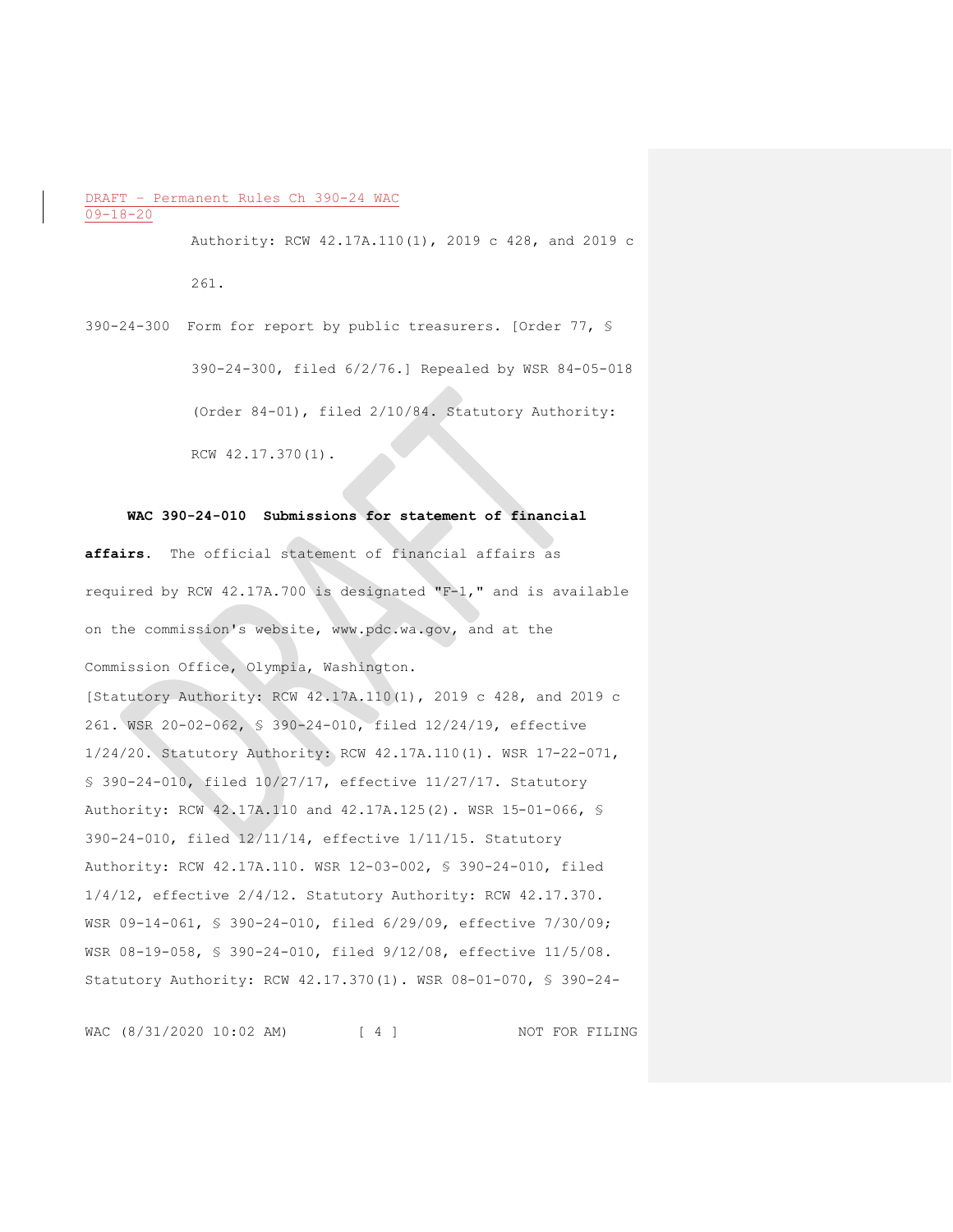Authority: RCW 42.17A.110(1), 2019 c 428, and 2019 c 261.

390-24-300 Form for report by public treasurers. [Order 77, § 390-24-300, filed 6/2/76.] Repealed by WSR 84-05-018 (Order 84-01), filed 2/10/84. Statutory Authority: RCW 42.17.370(1).

**WAC 390-24-010 Submissions for statement of financial affairs.** The official statement of financial affairs as required by RCW 42.17A.700 is designated "F-1," and is available on the commission's website, www.pdc.wa.gov, and at the Commission Office, Olympia, Washington.

[Statutory Authority: RCW 42.17A.110(1), 2019 c 428, and 2019 c 261. WSR 20-02-062, § 390-24-010, filed 12/24/19, effective 1/24/20. Statutory Authority: RCW 42.17A.110(1). WSR 17-22-071, § 390-24-010, filed 10/27/17, effective 11/27/17. Statutory Authority: RCW 42.17A.110 and 42.17A.125(2). WSR 15-01-066, § 390-24-010, filed 12/11/14, effective 1/11/15. Statutory Authority: RCW 42.17A.110. WSR 12-03-002, § 390-24-010, filed 1/4/12, effective 2/4/12. Statutory Authority: RCW 42.17.370. WSR 09-14-061, § 390-24-010, filed 6/29/09, effective 7/30/09; WSR 08-19-058, § 390-24-010, filed 9/12/08, effective 11/5/08. Statutory Authority: RCW 42.17.370(1). WSR 08-01-070, § 390-24-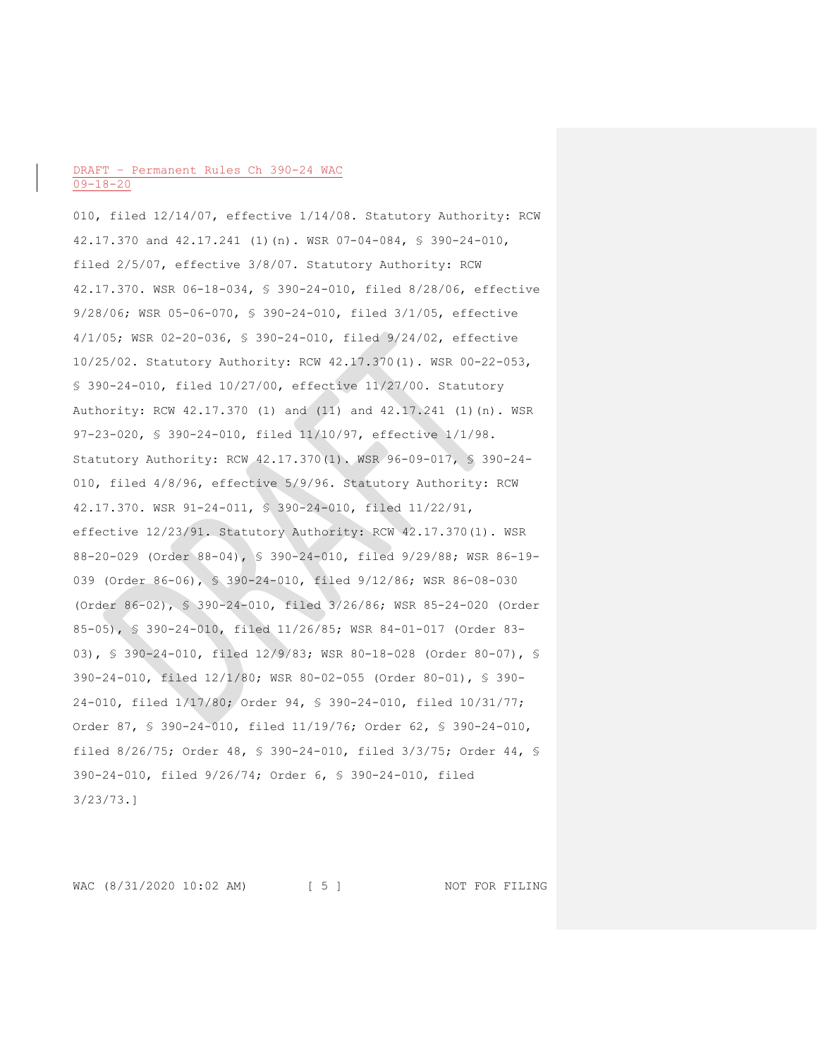010, filed 12/14/07, effective 1/14/08. Statutory Authority: RCW 42.17.370 and 42.17.241 (1)(n). WSR 07-04-084, § 390-24-010, filed 2/5/07, effective 3/8/07. Statutory Authority: RCW 42.17.370. WSR 06-18-034, § 390-24-010, filed 8/28/06, effective 9/28/06; WSR 05-06-070, § 390-24-010, filed 3/1/05, effective 4/1/05; WSR 02-20-036, § 390-24-010, filed 9/24/02, effective 10/25/02. Statutory Authority: RCW 42.17.370(1). WSR 00-22-053, § 390-24-010, filed 10/27/00, effective 11/27/00. Statutory Authority: RCW 42.17.370 (1) and (11) and 42.17.241 (1)(n). WSR 97-23-020, § 390-24-010, filed 11/10/97, effective 1/1/98. Statutory Authority: RCW 42.17.370(1). WSR 96-09-017, § 390-24-010, filed 4/8/96, effective 5/9/96. Statutory Authority: RCW 42.17.370. WSR 91-24-011, § 390-24-010, filed 11/22/91, effective 12/23/91. Statutory Authority: RCW 42.17.370(1). WSR 88-20-029 (Order 88-04), § 390-24-010, filed 9/29/88; WSR 86-19-039 (Order 86-06), § 390-24-010, filed 9/12/86; WSR 86-08-030 (Order 86-02), § 390-24-010, filed 3/26/86; WSR 85-24-020 (Order 85-05), § 390-24-010, filed 11/26/85; WSR 84-01-017 (Order 83-03), § 390-24-010, filed 12/9/83; WSR 80-18-028 (Order 80-07), § 390-24-010, filed 12/1/80; WSR 80-02-055 (Order 80-01), § 390-24-010, filed 1/17/80; Order 94, § 390-24-010, filed 10/31/77; Order 87, § 390-24-010, filed 11/19/76; Order 62, § 390-24-010, filed 8/26/75; Order 48, § 390-24-010, filed 3/3/75; Order 44, § 390-24-010, filed 9/26/74; Order 6, § 390-24-010, filed 3/23/73.]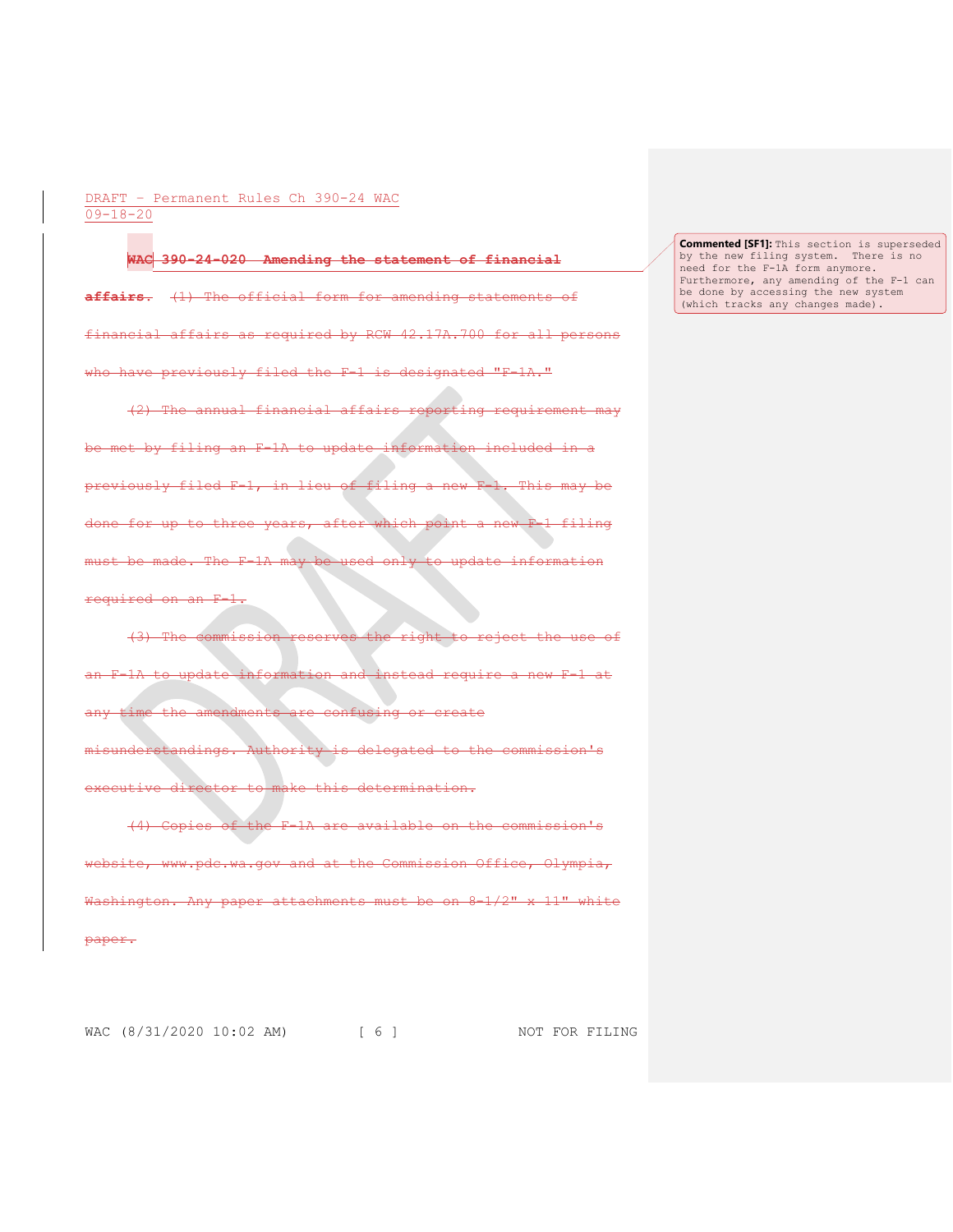~~**WAC 390-24-020 Amending the statement of financial affairs.**~~ ~~(1) The official form for amending statements of financial affairs as required by RCW 42.17A.700 for all persons who have previously filed the F-1 is designated "F-1A."~~

~~(2) The annual financial affairs reporting requirement may be met by filing an F-1A to update information included in a previously filed F-1, in lieu of filing a new F-1. This may be done for up to three years, after which point a new F-1 filing must be made. The F-1A may be used only to update information required on an F-1.~~

~~(3) The commission reserves the right to reject the use of an F-1A to update information and instead require a new F-1 at any time the amendments are confusing or create misunderstandings. Authority is delegated to the commission's executive director to make this determination.~~

~~(4) Copies of the F-1A are available on the commission's website, www.pdc.wa.gov and at the Commission Office, Olympia, Washington. Any paper attachments must be on 8-1/2" x 11" white paper.~~

**Commented [SF1]:** This section is superseded by the new filing system. There is no need for the F-1A form anymore. Furthermore, any amending of the F-1 can be done by accessing the new system (which tracks any changes made).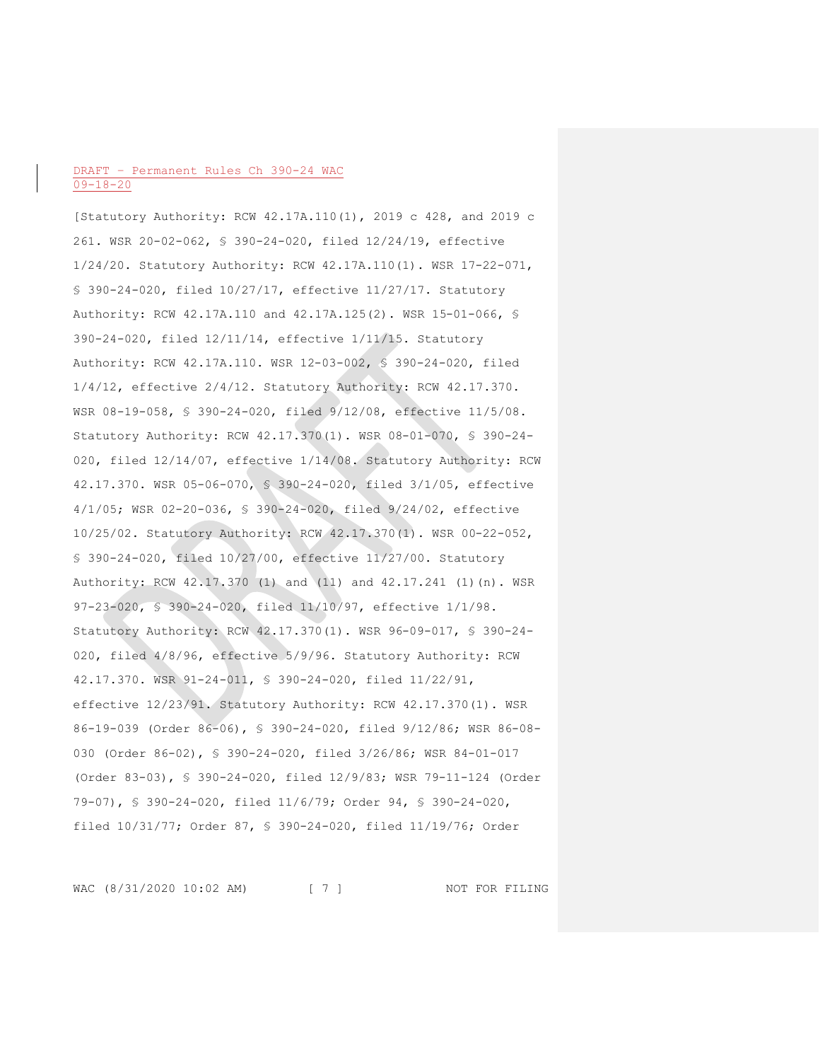[Statutory Authority: RCW 42.17A.110(1), 2019 c 428, and 2019 c 261. WSR 20-02-062, § 390-24-020, filed 12/24/19, effective 1/24/20. Statutory Authority: RCW 42.17A.110(1). WSR 17-22-071, § 390-24-020, filed 10/27/17, effective 11/27/17. Statutory Authority: RCW 42.17A.110 and 42.17A.125(2). WSR 15-01-066, § 390-24-020, filed 12/11/14, effective 1/11/15. Statutory Authority: RCW 42.17A.110. WSR 12-03-002, § 390-24-020, filed 1/4/12, effective 2/4/12. Statutory Authority: RCW 42.17.370. WSR 08-19-058, § 390-24-020, filed 9/12/08, effective 11/5/08. Statutory Authority: RCW 42.17.370(1). WSR 08-01-070, § 390-24-020, filed 12/14/07, effective 1/14/08. Statutory Authority: RCW 42.17.370. WSR 05-06-070, § 390-24-020, filed 3/1/05, effective 4/1/05; WSR 02-20-036, § 390-24-020, filed 9/24/02, effective 10/25/02. Statutory Authority: RCW 42.17.370(1). WSR 00-22-052, § 390-24-020, filed 10/27/00, effective 11/27/00. Statutory Authority: RCW 42.17.370 (1) and (11) and 42.17.241 (1)(n). WSR 97-23-020, § 390-24-020, filed 11/10/97, effective 1/1/98. Statutory Authority: RCW 42.17.370(1). WSR 96-09-017, § 390-24-020, filed 4/8/96, effective 5/9/96. Statutory Authority: RCW 42.17.370. WSR 91-24-011, § 390-24-020, filed 11/22/91, effective 12/23/91. Statutory Authority: RCW 42.17.370(1). WSR 86-19-039 (Order 86-06), § 390-24-020, filed 9/12/86; WSR 86-08-030 (Order 86-02), § 390-24-020, filed 3/26/86; WSR 84-01-017 (Order 83-03), § 390-24-020, filed 12/9/83; WSR 79-11-124 (Order 79-07), § 390-24-020, filed 11/6/79; Order 94, § 390-24-020, filed 10/31/77; Order 87, § 390-24-020, filed 11/19/76; Order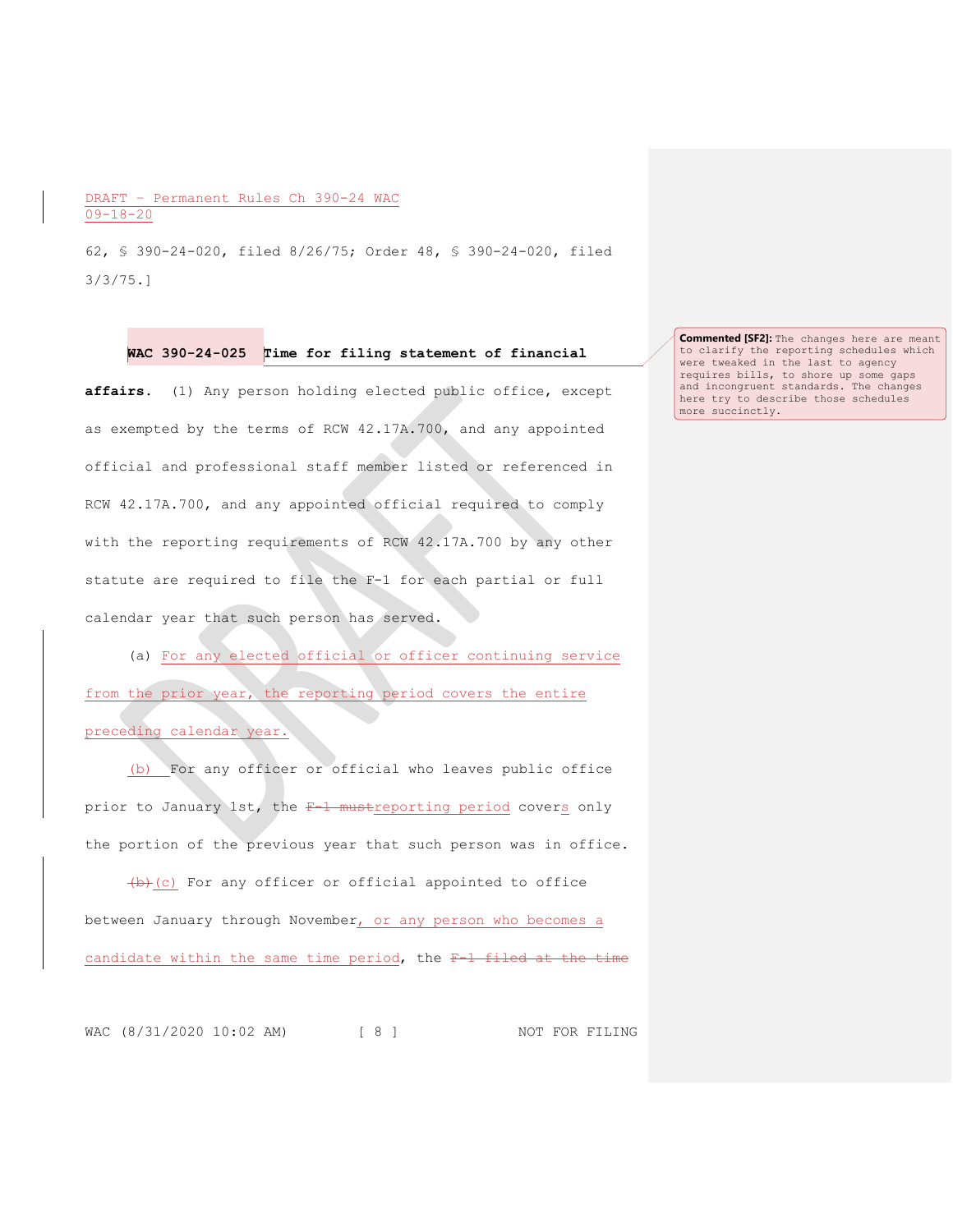62, § 390-24-020, filed 8/26/75; Order 48, § 390-24-020, filed 3/3/75.]

**WAC 390-24-025 Time for filing statement of financial affairs.** (1) Any person holding elected public office, except as exempted by the terms of RCW 42.17A.700, and any appointed official and professional staff member listed or referenced in RCW 42.17A.700, and any appointed official required to comply with the reporting requirements of RCW 42.17A.700 by any other statute are required to file the F-1 for each partial or full calendar year that such person has served.

(a) For any elected official or officer continuing service from the prior year, the reporting period covers the entire preceding calendar year.

(b) For any officer or official who leaves public office prior to January 1st, the ~~F-1 must~~reporting period covers only the portion of the previous year that such person was in office.

~~(b)~~(c) For any officer or official appointed to office between January through November, or any person who becomes a candidate within the same time period, the ~~F-1 filed at the time~~

**Commented [SF2]:** The changes here are meant to clarify the reporting schedules which were tweaked in the last to agency requires bills, to shore up some gaps and incongruent standards. The changes here try to describe those schedules more succinctly.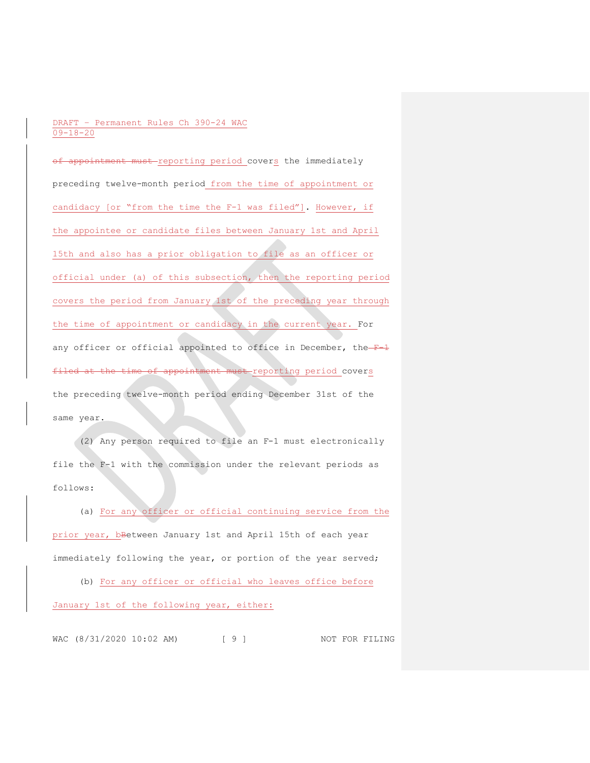~~of appointment must~~ reporting period covers the immediately preceding twelve-month period from the time of appointment or candidacy [or "from the time the F-1 was filed"]. However, if the appointee or candidate files between January 1st and April 15th and also has a prior obligation to file as an officer or official under (a) of this subsection, then the reporting period covers the period from January 1st of the preceding year through the time of appointment or candidacy in the current year. For any officer or official appointed to office in December, the ~~F-1 filed at the time of appointment must~~ reporting period covers the preceding twelve-month period ending December 31st of the same year.

(2) Any person required to file an F-1 must electronically file the F-1 with the commission under the relevant periods as follows:

(a) For any officer or official continuing service from the prior year, b~~B~~etween January 1st and April 15th of each year immediately following the year, or portion of the year served;

(b) For any officer or official who leaves office before January 1st of the following year, either: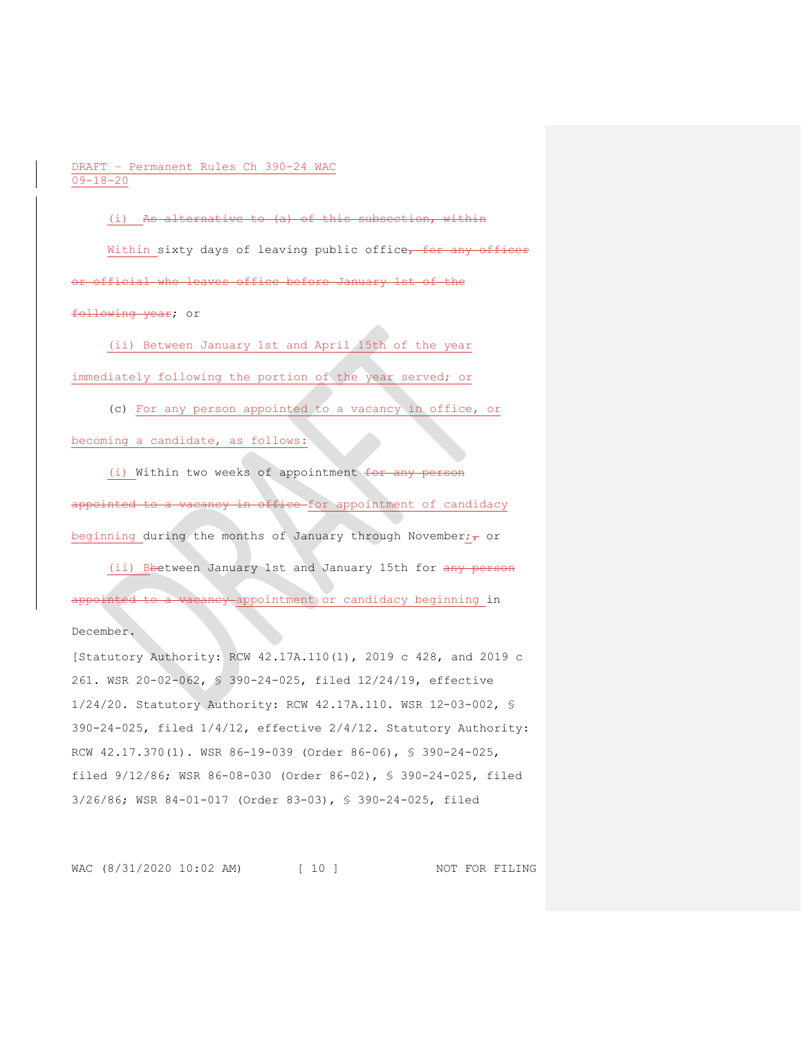(i) ~~As alternative to (a) of this subsection, within~~ Within sixty days of leaving public office~~, for any officer or official who leaves office before January 1st of the following year~~; or

(ii) Between January 1st and April 15th of the year immediately following the portion of the year served; or

(c) For any person appointed to a vacancy in office, or becoming a candidate, as follows:

(i) Within two weeks of appointment ~~for any person appointed to a vacancy in office~~ for appointment of candidacy beginning during the months of January through November;~~,~~ or

(ii) ~~B~~Between January 1st and January 15th for ~~any person appointed to a vacancy~~ appointment or candidacy beginning in December.

[Statutory Authority: RCW 42.17A.110(1), 2019 c 428, and 2019 c 261. WSR 20-02-062, § 390-24-025, filed 12/24/19, effective 1/24/20. Statutory Authority: RCW 42.17A.110. WSR 12-03-002, § 390-24-025, filed 1/4/12, effective 2/4/12. Statutory Authority: RCW 42.17.370(1). WSR 86-19-039 (Order 86-06), § 390-24-025, filed 9/12/86; WSR 86-08-030 (Order 86-02), § 390-24-025, filed 3/26/86; WSR 84-01-017 (Order 83-03), § 390-24-025, filed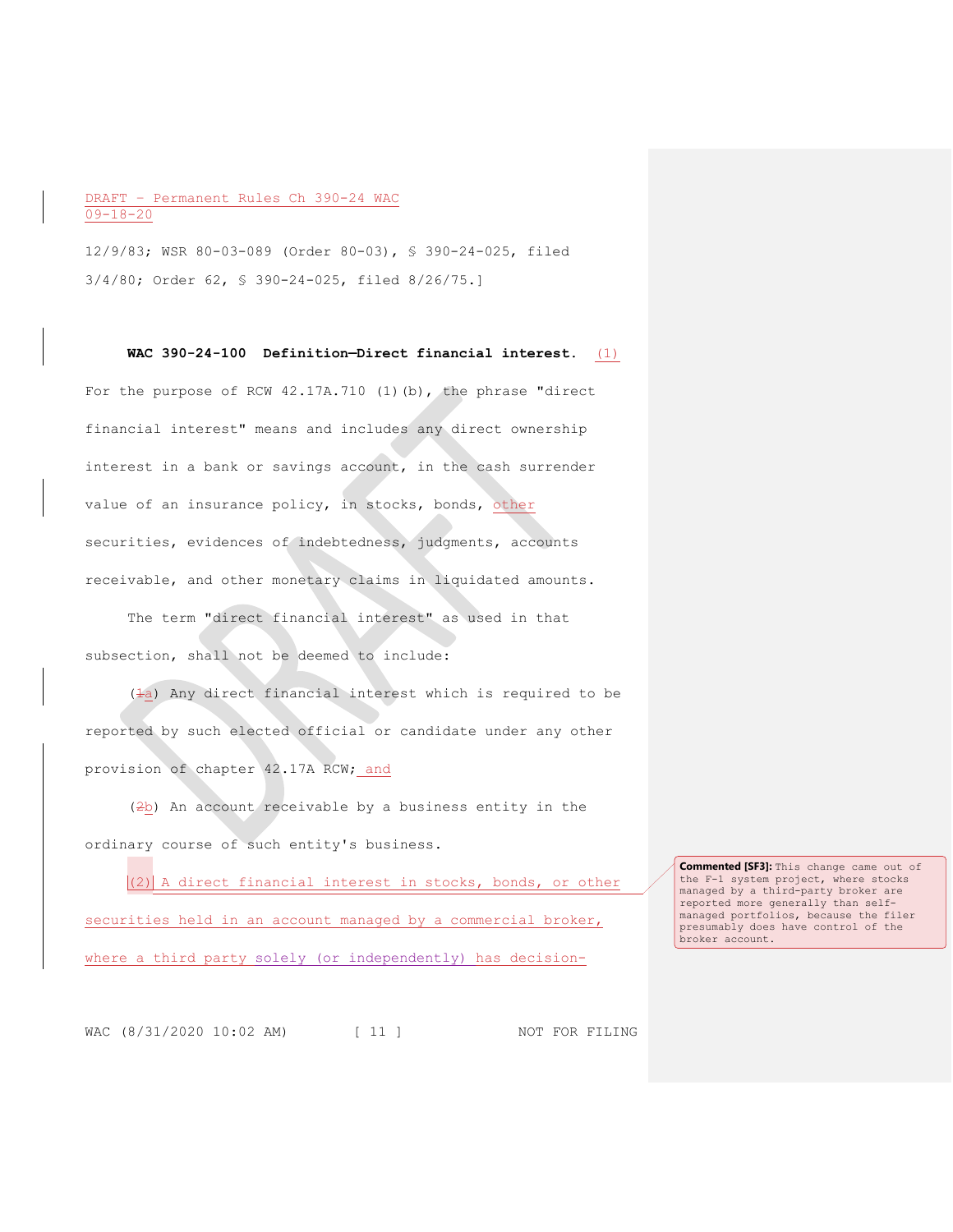12/9/83; WSR 80-03-089 (Order 80-03), § 390-24-025, filed 3/4/80; Order 62, § 390-24-025, filed 8/26/75.]

**WAC 390-24-100 Definition—Direct financial interest.** (1) For the purpose of RCW 42.17A.710 (1)(b), the phrase "direct financial interest" means and includes any direct ownership interest in a bank or savings account, in the cash surrender value of an insurance policy, in stocks, bonds, other securities, evidences of indebtedness, judgments, accounts receivable, and other monetary claims in liquidated amounts.

The term "direct financial interest" as used in that subsection, shall not be deemed to include:

(~~1~~a) Any direct financial interest which is required to be reported by such elected official or candidate under any other provision of chapter 42.17A RCW; and

(~~2~~b) An account receivable by a business entity in the ordinary course of such entity's business.

(2) A direct financial interest in stocks, bonds, or other securities held in an account managed by a commercial broker, where a third party solely (or independently) has decision-

**Commented [SF3]:** This change came out of the F-1 system project, where stocks managed by a third-party broker are reported more generally than self-managed portfolios, because the filer presumably does have control of the broker account.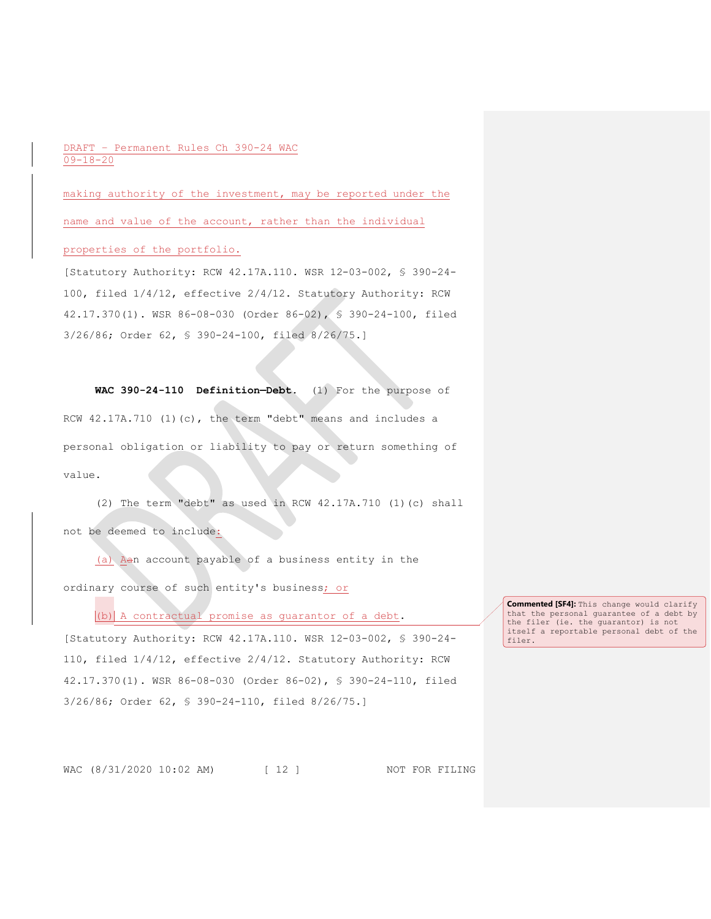making authority of the investment, may be reported under the name and value of the account, rather than the individual properties of the portfolio.

[Statutory Authority: RCW 42.17A.110. WSR 12-03-002, § 390-24-100, filed 1/4/12, effective 2/4/12. Statutory Authority: RCW 42.17.370(1). WSR 86-08-030 (Order 86-02), § 390-24-100, filed 3/26/86; Order 62, § 390-24-100, filed 8/26/75.]

**WAC 390-24-110 Definition—Debt.** (1) For the purpose of RCW 42.17A.710 (1)(c), the term "debt" means and includes a personal obligation or liability to pay or return something of value.

(2) The term "debt" as used in RCW 42.17A.710 (1)(c) shall not be deemed to include:

(a) Aan account payable of a business entity in the ordinary course of such entity's business; or

(b) A contractual promise as guarantor of a debt.

[Statutory Authority: RCW 42.17A.110. WSR 12-03-002, § 390-24-110, filed 1/4/12, effective 2/4/12. Statutory Authority: RCW 42.17.370(1). WSR 86-08-030 (Order 86-02), § 390-24-110, filed 3/26/86; Order 62, § 390-24-110, filed 8/26/75.]

**Commented [SF4]:** This change would clarify that the personal guarantee of a debt by the filer (ie. the guarantor) is not itself a reportable personal debt of the filer.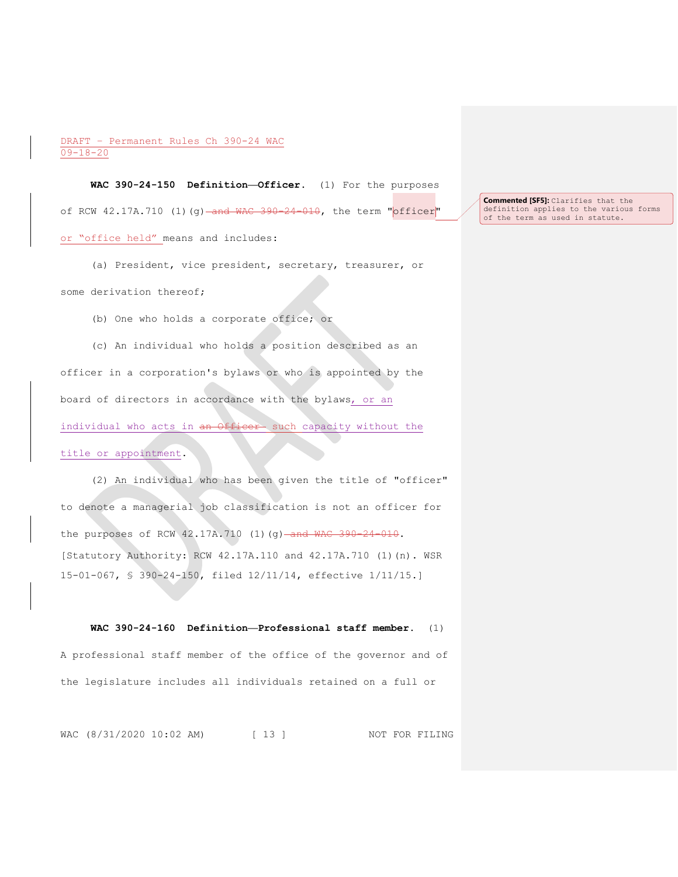DRAFT - Permanent Rules Ch 390-24 WAC
09-18-20

**WAC 390-24-150 Definition—Officer.** (1) For the purposes of RCW 42.17A.710 (1)(g) ~~and WAC 390-24-010~~, the term "officer" or "office held" means and includes:

(a) President, vice president, secretary, treasurer, or some derivation thereof;

(b) One who holds a corporate office; or

(c) An individual who holds a position described as an officer in a corporation's bylaws or who is appointed by the board of directors in accordance with the bylaws, or an individual who acts in ~~an Officer~~ such capacity without the title or appointment.

(2) An individual who has been given the title of "officer" to denote a managerial job classification is not an officer for the purposes of RCW 42.17A.710 (1)(g) ~~and WAC 390-24-010~~.

[Statutory Authority: RCW 42.17A.110 and 42.17A.710 (1)(n). WSR 15-01-067, § 390-24-150, filed 12/11/14, effective 1/11/15.]

**Commented [SF5]:** Clarifies that the definition applies to the various forms of the term as used in statute.

**WAC 390-24-160 Definition—Professional staff member.** (1) A professional staff member of the office of the governor and of the legislature includes all individuals retained on a full or

WAC (8/31/2020 10:02 AM) NOT FOR FILING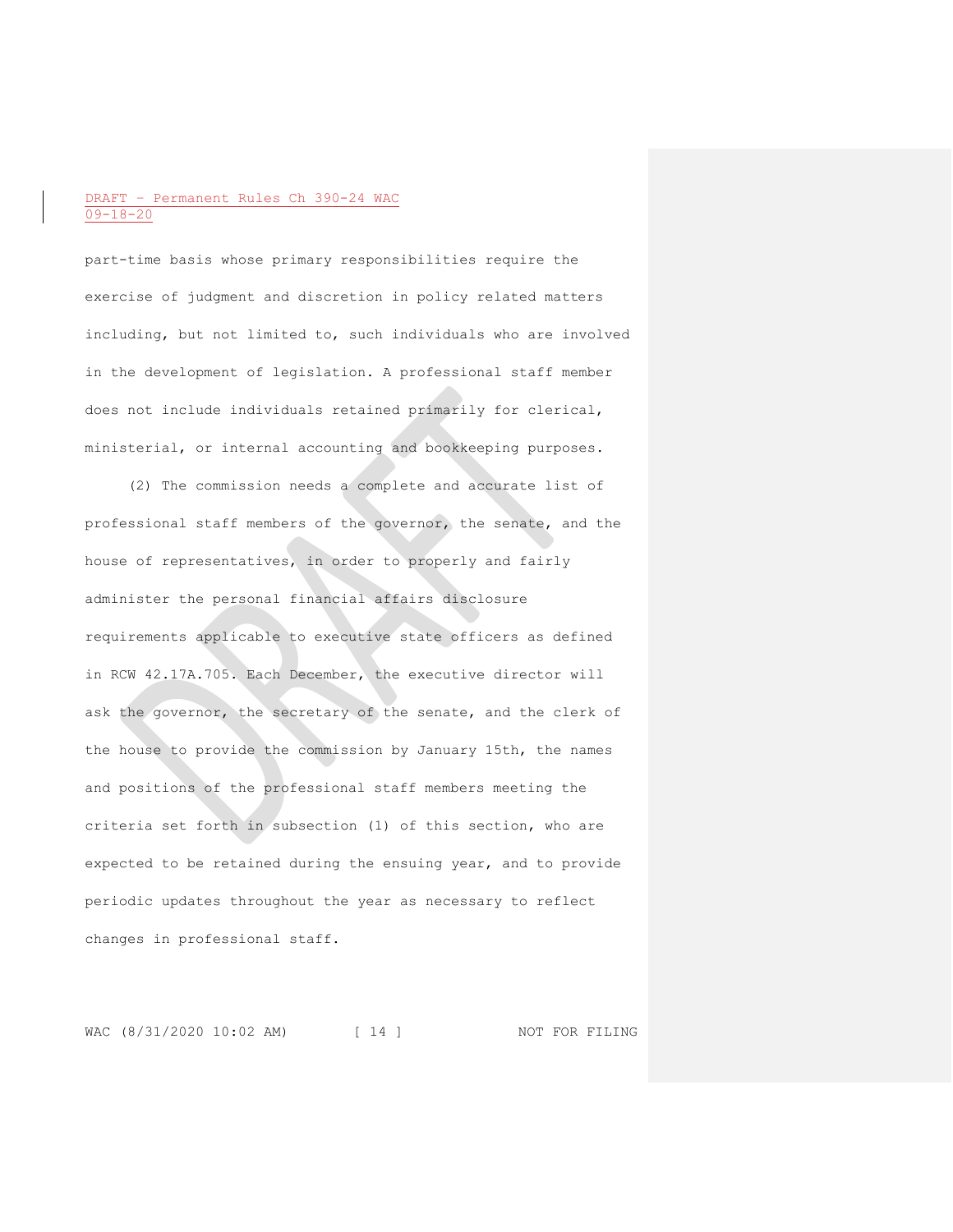part-time basis whose primary responsibilities require the exercise of judgment and discretion in policy related matters including, but not limited to, such individuals who are involved in the development of legislation. A professional staff member does not include individuals retained primarily for clerical, ministerial, or internal accounting and bookkeeping purposes.

(2) The commission needs a complete and accurate list of professional staff members of the governor, the senate, and the house of representatives, in order to properly and fairly administer the personal financial affairs disclosure requirements applicable to executive state officers as defined in RCW 42.17A.705. Each December, the executive director will ask the governor, the secretary of the senate, and the clerk of the house to provide the commission by January 15th, the names and positions of the professional staff members meeting the criteria set forth in subsection (1) of this section, who are expected to be retained during the ensuing year, and to provide periodic updates throughout the year as necessary to reflect changes in professional staff.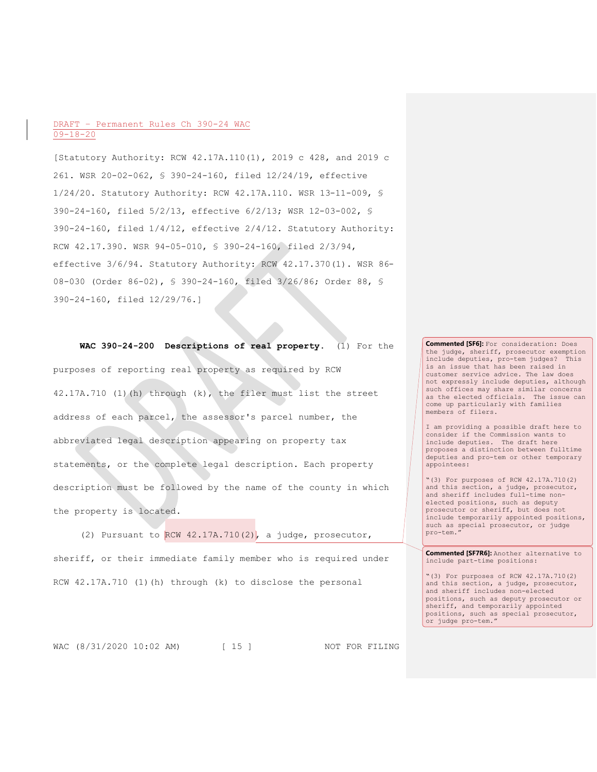[Statutory Authority: RCW 42.17A.110(1), 2019 c 428, and 2019 c 261. WSR 20-02-062, § 390-24-160, filed 12/24/19, effective 1/24/20. Statutory Authority: RCW 42.17A.110. WSR 13-11-009, § 390-24-160, filed 5/2/13, effective 6/2/13; WSR 12-03-002, § 390-24-160, filed 1/4/12, effective 2/4/12. Statutory Authority: RCW 42.17.390. WSR 94-05-010, § 390-24-160, filed 2/3/94, effective 3/6/94. Statutory Authority: RCW 42.17.370(1). WSR 86-08-030 (Order 86-02), § 390-24-160, filed 3/26/86; Order 88, § 390-24-160, filed 12/29/76.]

**WAC 390-24-200 Descriptions of real property.** (1) For the purposes of reporting real property as required by RCW 42.17A.710 (1)(h) through (k), the filer must list the street address of each parcel, the assessor's parcel number, the abbreviated legal description appearing on property tax statements, or the complete legal description. Each property description must be followed by the name of the county in which the property is located.

(2) Pursuant to RCW 42.17A.710(2), a judge, prosecutor, sheriff, or their immediate family member who is required under RCW 42.17A.710 (1)(h) through (k) to disclose the personal

**Commented [SF6]:** For consideration: Does the judge, sheriff, prosecutor exemption include deputies, pro-tem judges? This is an issue that has been raised in customer service advice. The law does not expressly include deputies, although such offices may share similar concerns as the elected officials. The issue can come up particularly with families members of filers.

I am providing a possible draft here to consider if the Commission wants to include deputies. The draft here proposes a distinction between fulltime deputies and pro-tem or other temporary appointees:

"(3) For purposes of RCW 42.17A.710(2) and this section, a judge, prosecutor, and sheriff includes full-time non-elected positions, such as deputy prosecutor or sheriff, but does not include temporarily appointed positions, such as special prosecutor, or judge pro-tem."

**Commented [SF7R6]:** Another alternative to include part-time positions:

"(3) For purposes of RCW 42.17A.710(2) and this section, a judge, prosecutor, and sheriff includes non-elected positions, such as deputy prosecutor or sheriff, and temporarily appointed positions, such as special prosecutor, or judge pro-tem."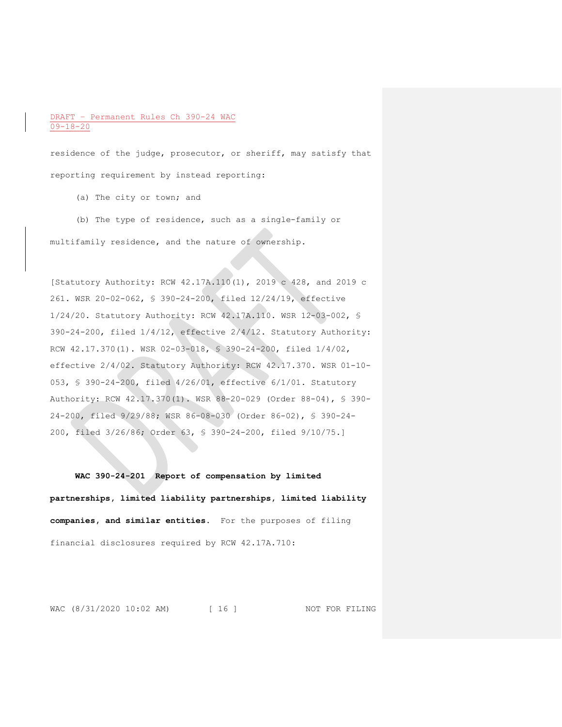residence of the judge, prosecutor, or sheriff, may satisfy that reporting requirement by instead reporting:

(a) The city or town; and

(b) The type of residence, such as a single-family or multifamily residence, and the nature of ownership.

[Statutory Authority: RCW 42.17A.110(1), 2019 c 428, and 2019 c 261. WSR 20-02-062, § 390-24-200, filed 12/24/19, effective 1/24/20. Statutory Authority: RCW 42.17A.110. WSR 12-03-002, § 390-24-200, filed 1/4/12, effective 2/4/12. Statutory Authority: RCW 42.17.370(1). WSR 02-03-018, § 390-24-200, filed 1/4/02, effective 2/4/02. Statutory Authority: RCW 42.17.370. WSR 01-10-053, § 390-24-200, filed 4/26/01, effective 6/1/01. Statutory Authority: RCW 42.17.370(1). WSR 88-20-029 (Order 88-04), § 390-24-200, filed 9/29/88; WSR 86-08-030 (Order 86-02), § 390-24-200, filed 3/26/86; Order 63, § 390-24-200, filed 9/10/75.]

**WAC 390-24-201 Report of compensation by limited partnerships, limited liability partnerships, limited liability companies, and similar entities.** For the purposes of filing financial disclosures required by RCW 42.17A.710: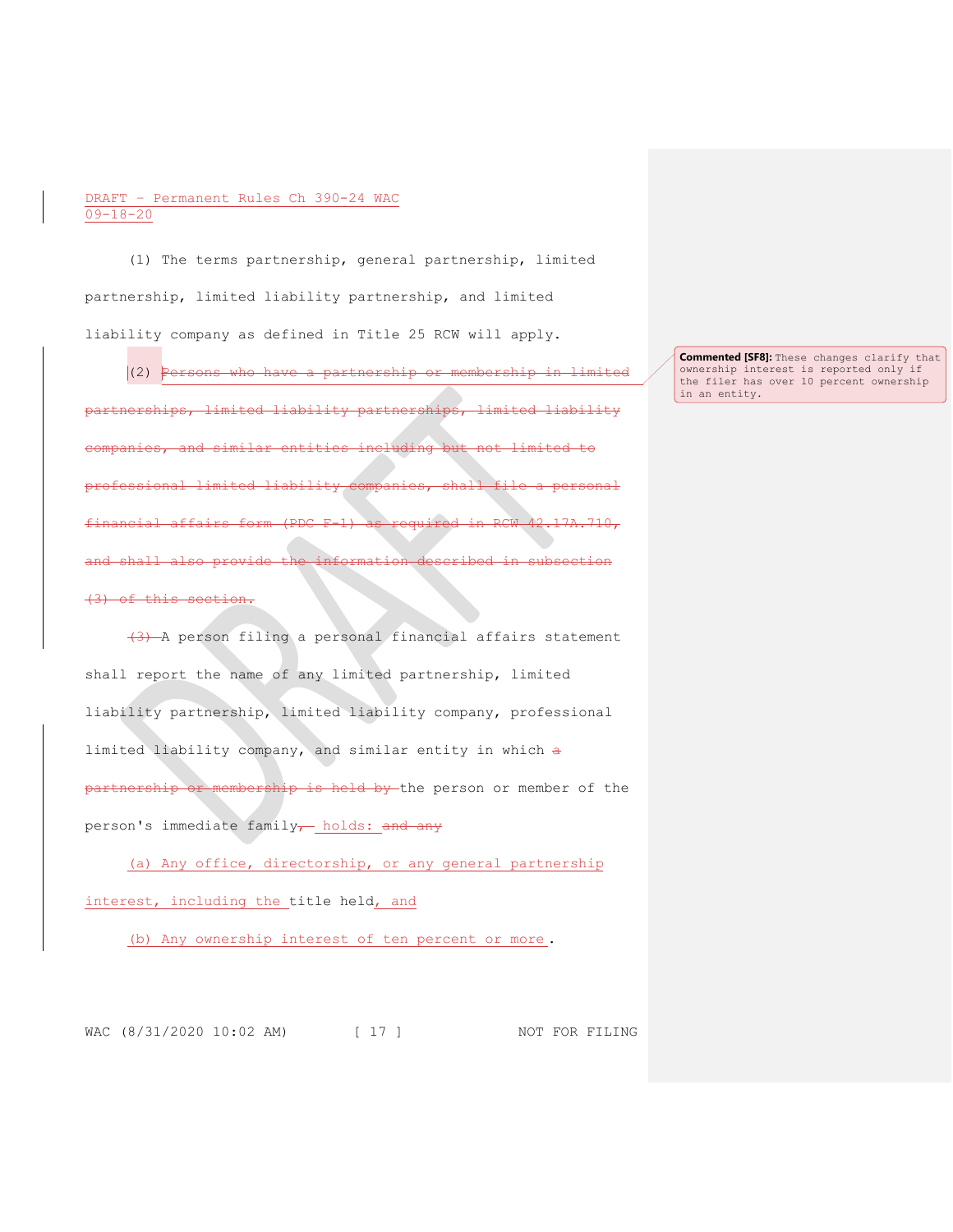(1) The terms partnership, general partnership, limited partnership, limited liability partnership, and limited liability company as defined in Title 25 RCW will apply.

(2) ~~Persons who have a partnership or membership in limited partnerships, limited liability partnerships, limited liability companies, and similar entities including but not limited to professional limited liability companies, shall file a personal financial affairs form (PDC F-1) as required in RCW 42.17A.710, and shall also provide the information described in subsection (3) of this section.~~

~~(3)~~ A person filing a personal financial affairs statement shall report the name of any limited partnership, limited liability partnership, limited liability company, professional limited liability company, and similar entity in which ~~a partnership or membership is held by~~ the person or member of the person's immediate family~~,~~ holds: ~~and any~~

(a) Any office, directorship, or any general partnership interest, including the title held, and

(b) Any ownership interest of ten percent or more.

**Commented [SF8]:** These changes clarify that ownership interest is reported only if the filer has over 10 percent ownership in an entity.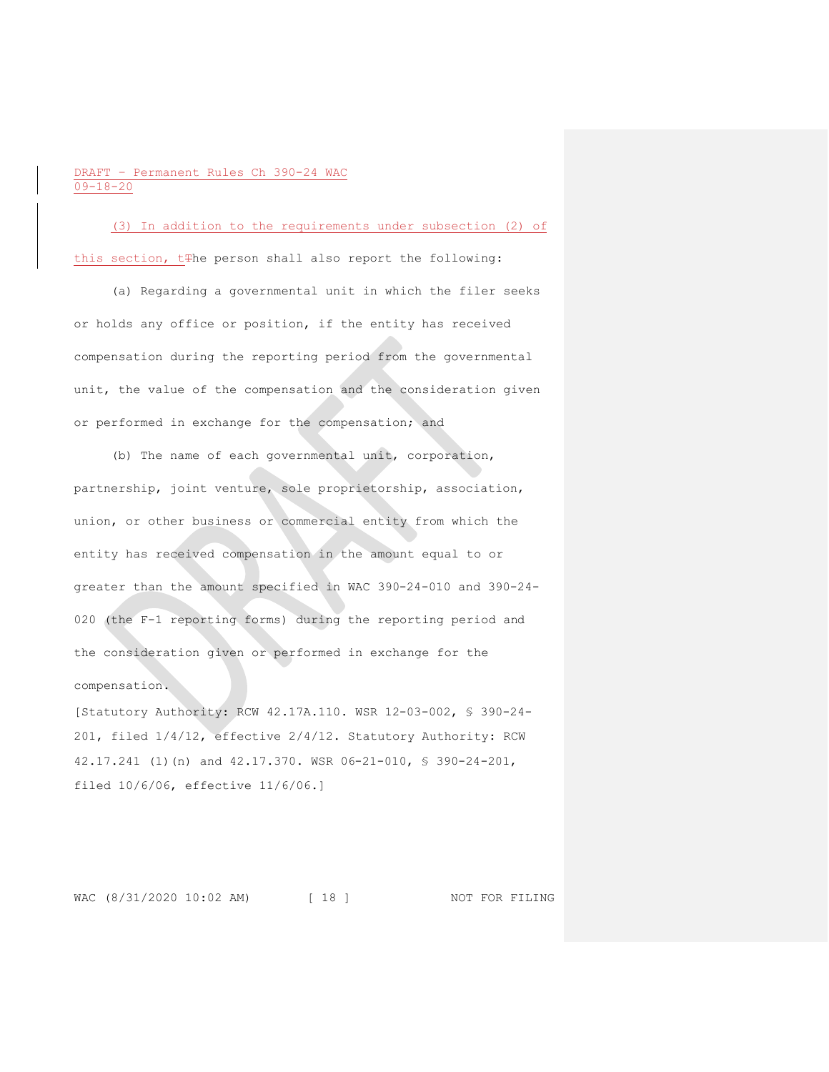(3) In addition to the requirements under subsection (2) of this section, tThe person shall also report the following:

(a) Regarding a governmental unit in which the filer seeks or holds any office or position, if the entity has received compensation during the reporting period from the governmental unit, the value of the compensation and the consideration given or performed in exchange for the compensation; and

(b) The name of each governmental unit, corporation, partnership, joint venture, sole proprietorship, association, union, or other business or commercial entity from which the entity has received compensation in the amount equal to or greater than the amount specified in WAC 390-24-010 and 390-24-020 (the F-1 reporting forms) during the reporting period and the consideration given or performed in exchange for the compensation.

[Statutory Authority: RCW 42.17A.110. WSR 12-03-002, § 390-24-201, filed 1/4/12, effective 2/4/12. Statutory Authority: RCW 42.17.241 (1)(n) and 42.17.370. WSR 06-21-010, § 390-24-201, filed 10/6/06, effective 11/6/06.]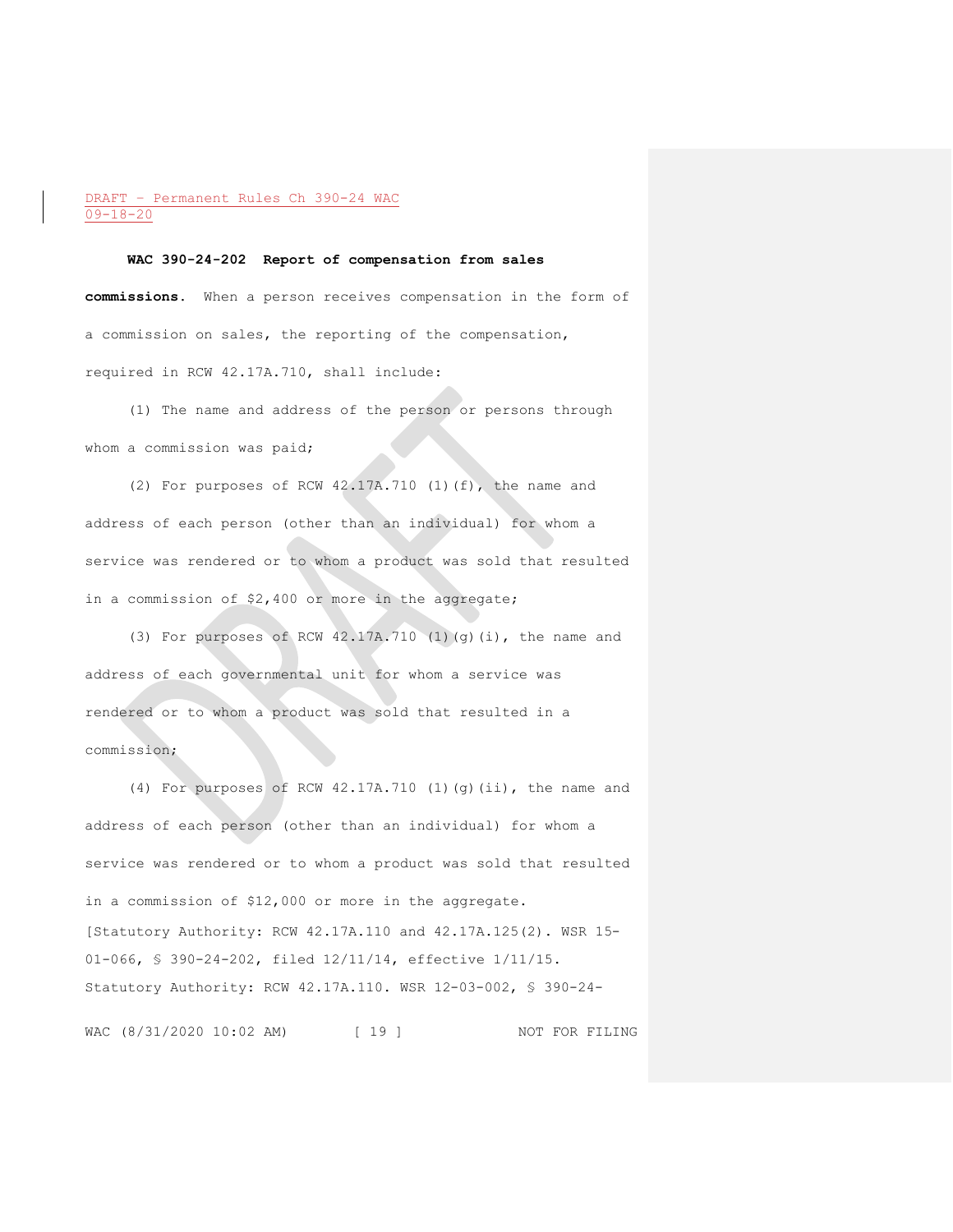**WAC 390-24-202 Report of compensation from sales commissions.** When a person receives compensation in the form of a commission on sales, the reporting of the compensation, required in RCW 42.17A.710, shall include:

(1) The name and address of the person or persons through whom a commission was paid;

(2) For purposes of RCW 42.17A.710 (1)(f), the name and address of each person (other than an individual) for whom a service was rendered or to whom a product was sold that resulted in a commission of $2,400 or more in the aggregate;

(3) For purposes of RCW 42.17A.710 (1)(g)(i), the name and address of each governmental unit for whom a service was rendered or to whom a product was sold that resulted in a commission;

(4) For purposes of RCW 42.17A.710 (1)(g)(ii), the name and address of each person (other than an individual) for whom a service was rendered or to whom a product was sold that resulted in a commission of $12,000 or more in the aggregate.

[Statutory Authority: RCW 42.17A.110 and 42.17A.125(2). WSR 15-01-066, § 390-24-202, filed 12/11/14, effective 1/11/15. Statutory Authority: RCW 42.17A.110. WSR 12-03-002, § 390-24-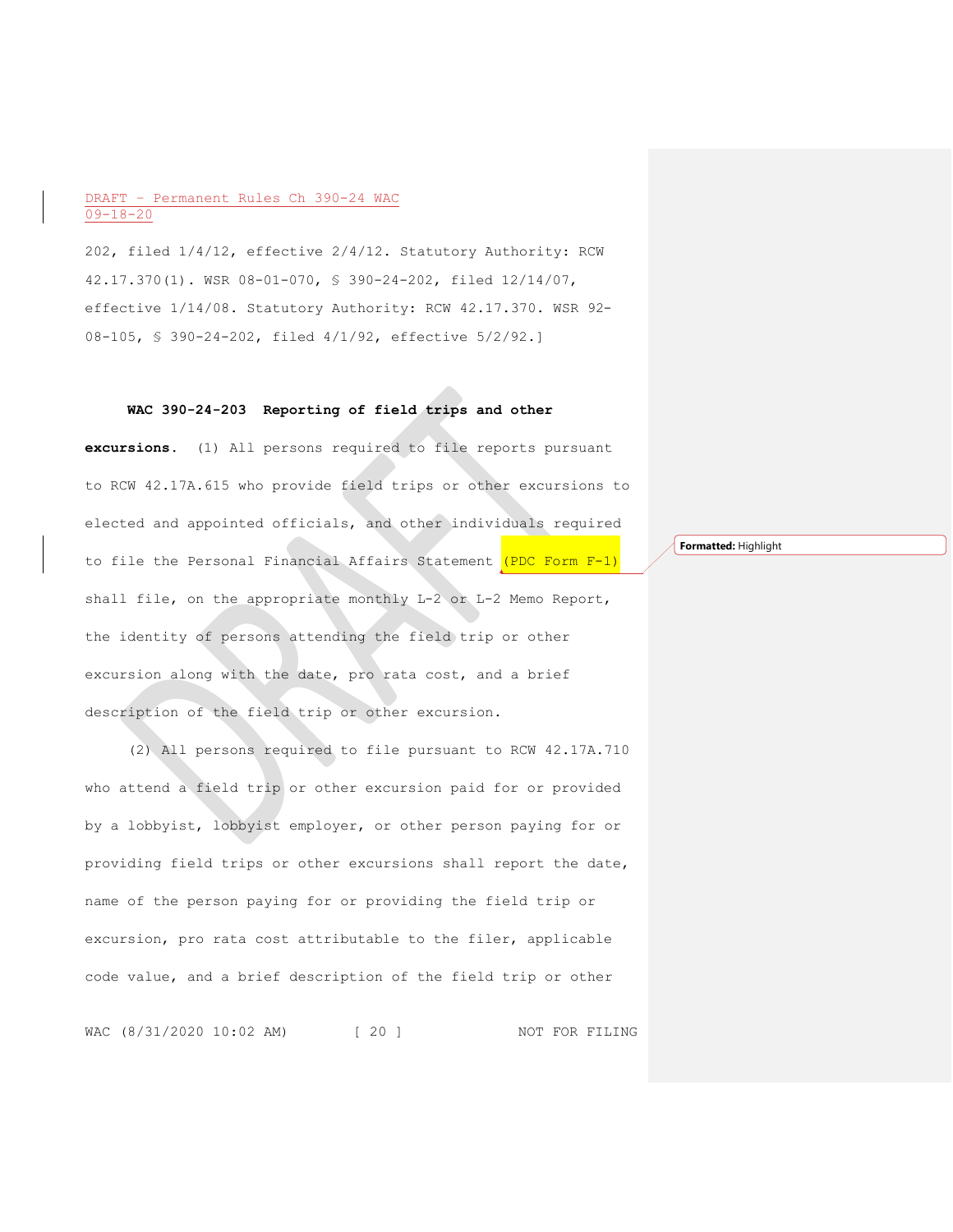202, filed 1/4/12, effective 2/4/12. Statutory Authority: RCW 42.17.370(1). WSR 08-01-070, § 390-24-202, filed 12/14/07, effective 1/14/08. Statutory Authority: RCW 42.17.370. WSR 92-08-105, § 390-24-202, filed 4/1/92, effective 5/2/92.]

**WAC 390-24-203 Reporting of field trips and other excursions.** (1) All persons required to file reports pursuant to RCW 42.17A.615 who provide field trips or other excursions to elected and appointed officials, and other individuals required to file the Personal Financial Affairs Statement (PDC Form F-1) shall file, on the appropriate monthly L-2 or L-2 Memo Report, the identity of persons attending the field trip or other excursion along with the date, pro rata cost, and a brief description of the field trip or other excursion.

(2) All persons required to file pursuant to RCW 42.17A.710 who attend a field trip or other excursion paid for or provided by a lobbyist, lobbyist employer, or other person paying for or providing field trips or other excursions shall report the date, name of the person paying for or providing the field trip or excursion, pro rata cost attributable to the filer, applicable code value, and a brief description of the field trip or other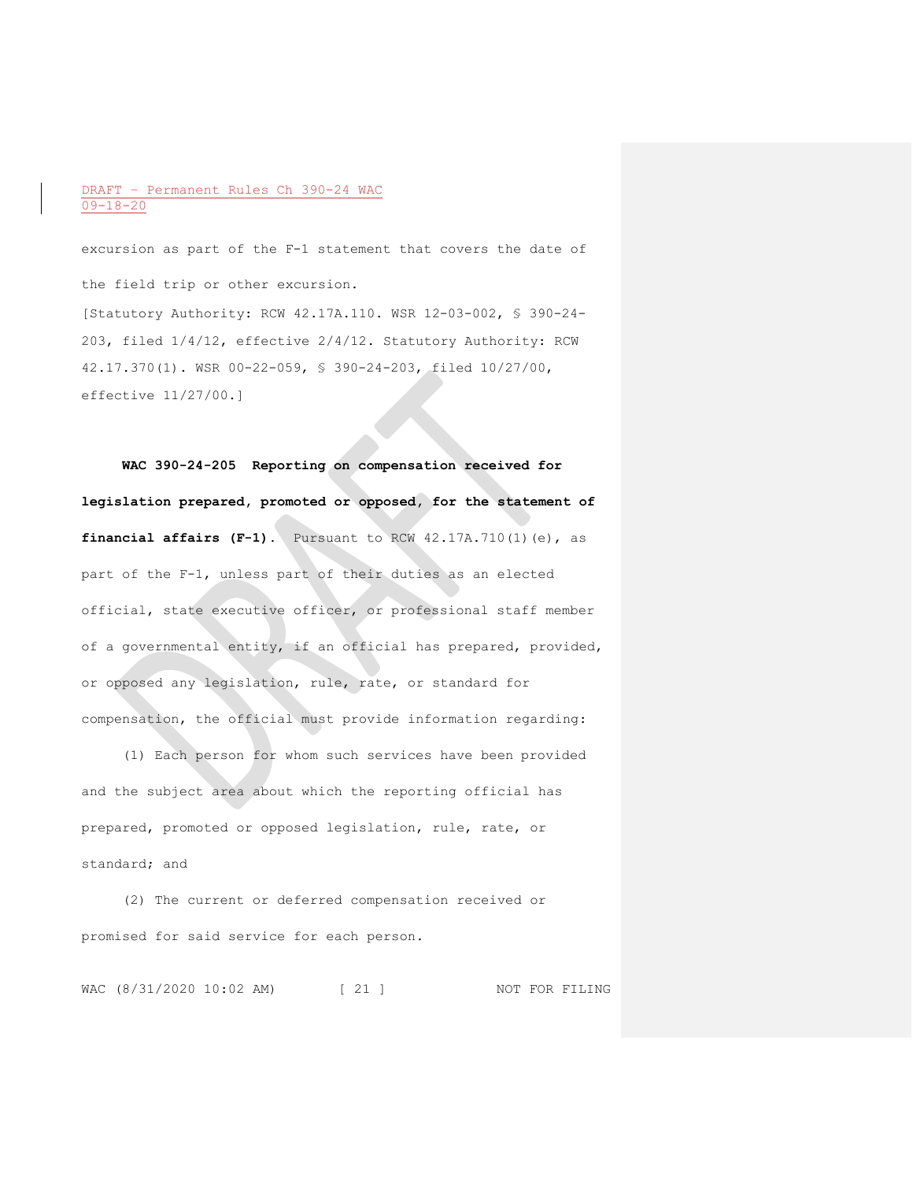excursion as part of the F-1 statement that covers the date of the field trip or other excursion.

[Statutory Authority: RCW 42.17A.110. WSR 12-03-002, § 390-24-203, filed 1/4/12, effective 2/4/12. Statutory Authority: RCW 42.17.370(1). WSR 00-22-059, § 390-24-203, filed 10/27/00, effective 11/27/00.]

**WAC 390-24-205 Reporting on compensation received for legislation prepared, promoted or opposed, for the statement of financial affairs (F-1).** Pursuant to RCW 42.17A.710(1)(e), as part of the F-1, unless part of their duties as an elected official, state executive officer, or professional staff member of a governmental entity, if an official has prepared, provided, or opposed any legislation, rule, rate, or standard for compensation, the official must provide information regarding:

(1) Each person for whom such services have been provided and the subject area about which the reporting official has prepared, promoted or opposed legislation, rule, rate, or standard; and

(2) The current or deferred compensation received or promised for said service for each person.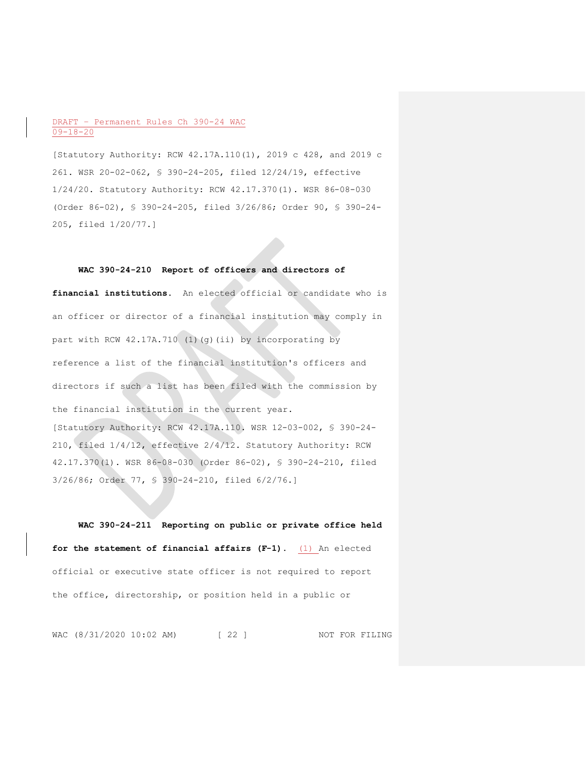[Statutory Authority: RCW 42.17A.110(1), 2019 c 428, and 2019 c 261. WSR 20-02-062, § 390-24-205, filed 12/24/19, effective 1/24/20. Statutory Authority: RCW 42.17.370(1). WSR 86-08-030 (Order 86-02), § 390-24-205, filed 3/26/86; Order 90, § 390-24-205, filed 1/20/77.]

**WAC 390-24-210 Report of officers and directors of financial institutions.** An elected official or candidate who is an officer or director of a financial institution may comply in part with RCW 42.17A.710 (1)(g)(ii) by incorporating by reference a list of the financial institution's officers and directors if such a list has been filed with the commission by the financial institution in the current year.

[Statutory Authority: RCW 42.17A.110. WSR 12-03-002, § 390-24-210, filed 1/4/12, effective 2/4/12. Statutory Authority: RCW 42.17.370(1). WSR 86-08-030 (Order 86-02), § 390-24-210, filed 3/26/86; Order 77, § 390-24-210, filed 6/2/76.]

**WAC 390-24-211 Reporting on public or private office held for the statement of financial affairs (F-1).** (1) An elected official or executive state officer is not required to report the office, directorship, or position held in a public or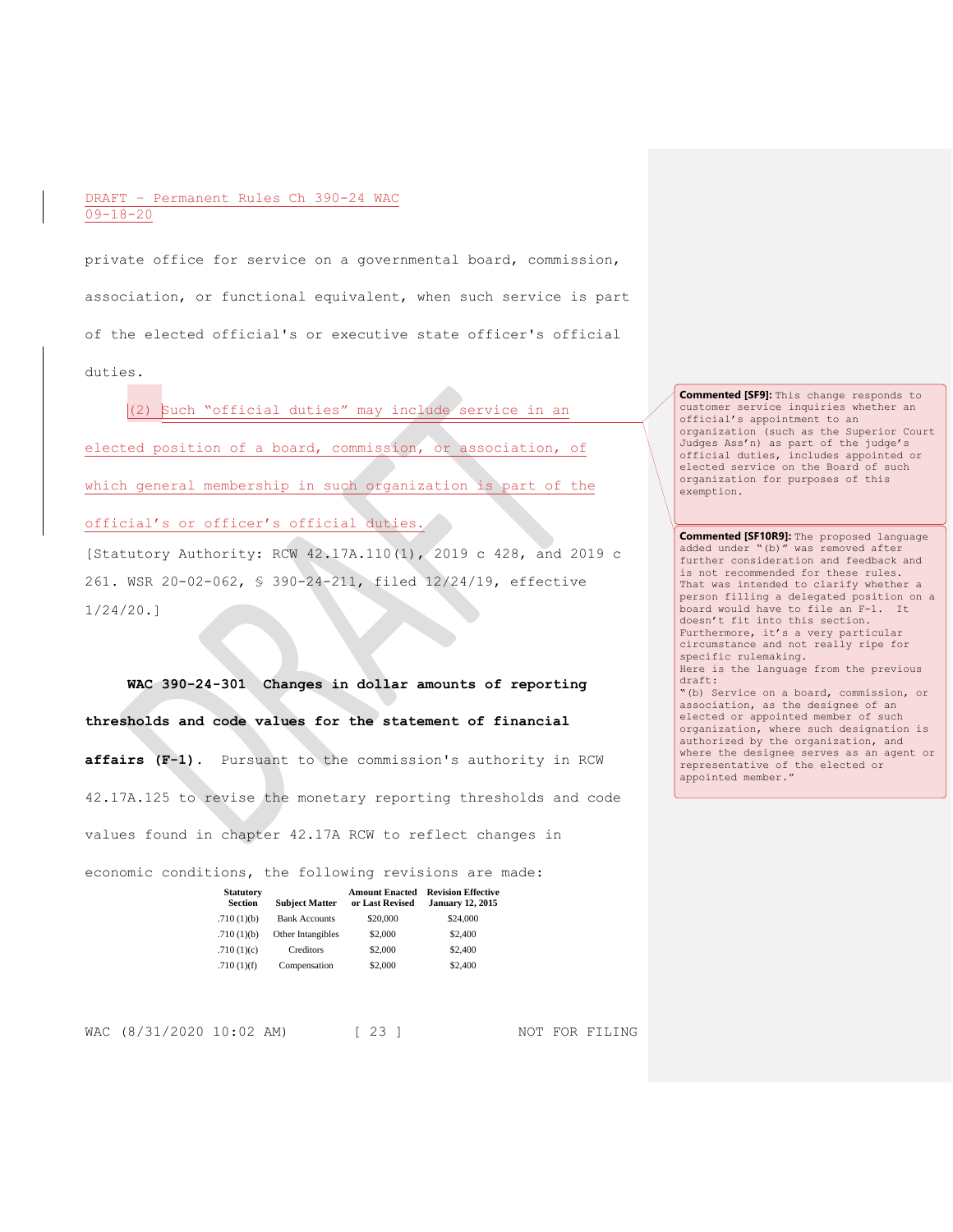private office for service on a governmental board, commission, association, or functional equivalent, when such service is part of the elected official's or executive state officer's official duties.

(2) Such "official duties" may include service in an elected position of a board, commission, or association, of which general membership in such organization is part of the official's or officer's official duties.

[Statutory Authority: RCW 42.17A.110(1), 2019 c 428, and 2019 c 261. WSR 20-02-062, § 390-24-211, filed 12/24/19, effective 1/24/20.]

**WAC 390-24-301 Changes in dollar amounts of reporting thresholds and code values for the statement of financial affairs (F-1).** Pursuant to the commission's authority in RCW 42.17A.125 to revise the monetary reporting thresholds and code values found in chapter 42.17A RCW to reflect changes in economic conditions, the following revisions are made:

| Statutory Section | Subject Matter | Amount Enacted or Last Revised | Revision Effective January 12, 2015 |
|---|---|---|---|
| .710 (1)(b) | Bank Accounts | $20,000 | $24,000 |
| .710 (1)(b) | Other Intangibles | $2,000 | $2,400 |
| .710 (1)(c) | Creditors | $2,000 | $2,400 |
| .710 (1)(f) | Compensation | $2,000 | $2,400 |

**Commented [SF9]:** This change responds to customer service inquiries whether an official's appointment to an organization (such as the Superior Court Judges Ass'n) as part of the judge's official duties, includes appointed or elected service on the Board of such organization for purposes of this exemption.

**Commented [SF10R9]:** The proposed language added under "(b)" was removed after further consideration and feedback and is not recommended for these rules. That was intended to clarify whether a person filling a delegated position on a board would have to file an F-1. It doesn't fit into this section. Furthermore, it's a very particular circumstance and not really ripe for specific rulemaking.
Here is the language from the previous draft:
"(b) Service on a board, commission, or association, as the designee of an elected or appointed member of such organization, where such designation is authorized by the organization, and where the designee serves as an agent or representative of the elected or appointed member."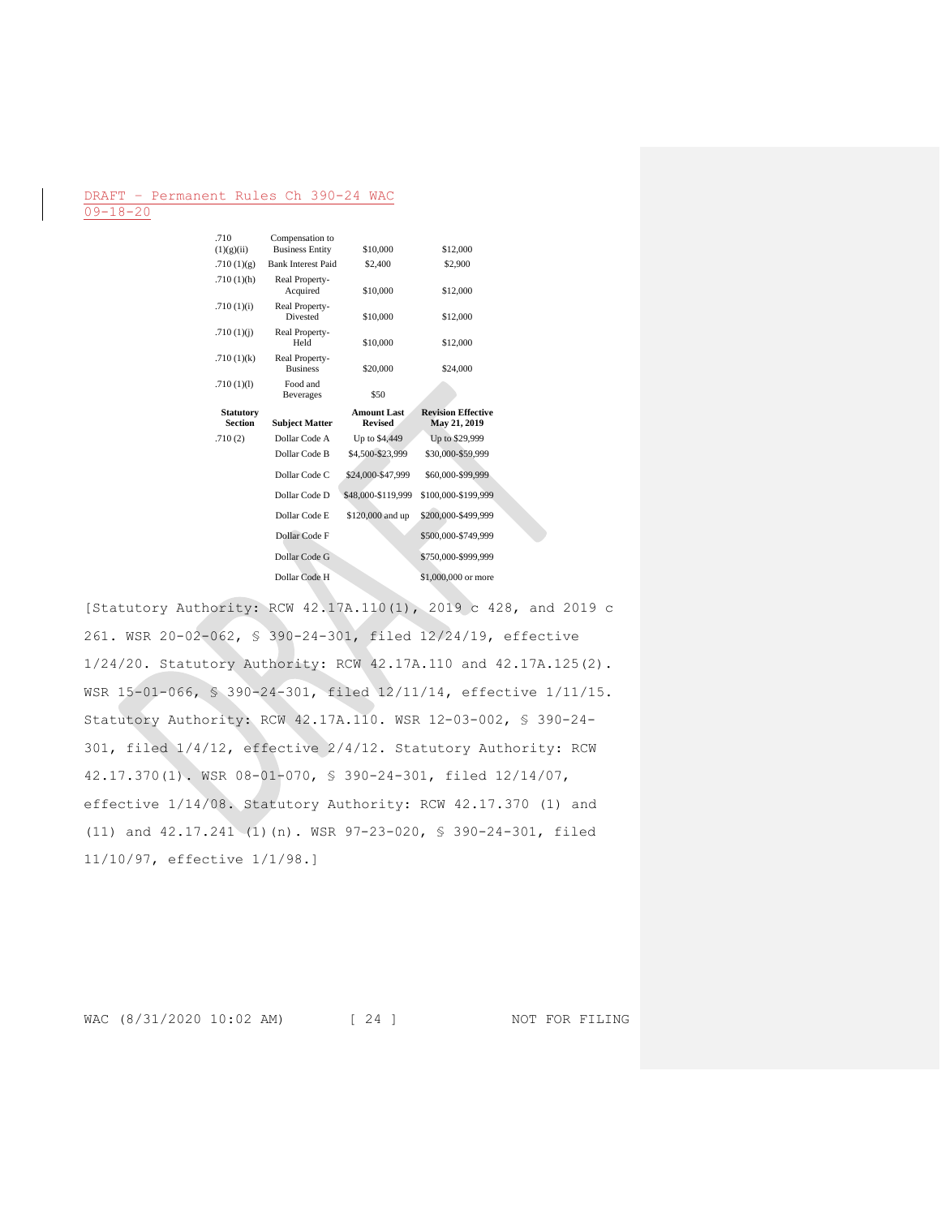| | | | |
|---|---|---|---|
| .710 (1)(g)(ii) | Compensation to Business Entity | $10,000 | $12,000 |
| .710 (1)(g) | Bank Interest Paid | $2,400 | $2,900 |
| .710 (1)(h) | Real Property-Acquired | $10,000 | $12,000 |
| .710 (1)(i) | Real Property-Divested | $10,000 | $12,000 |
| .710 (1)(j) | Real Property-Held | $10,000 | $12,000 |
| .710 (1)(k) | Real Property-Business | $20,000 | $24,000 |
| .710 (1)(l) | Food and Beverages | $50 | |
| **Statutory Section** | **Subject Matter** | **Amount Last Revised** | **Revision Effective May 21, 2019** |
| .710 (2) | Dollar Code A | Up to $4,449 | Up to $29,999 |
| | Dollar Code B | $4,500-$23,999 | $30,000-$59,999 |
| | Dollar Code C | $24,000-$47,999 | $60,000-$99,999 |
| | Dollar Code D | $48,000-$119,999 | $100,000-$199,999 |
| | Dollar Code E | $120,000 and up | $200,000-$499,999 |
| | Dollar Code F | | $500,000-$749,999 |
| | Dollar Code G | | $750,000-$999,999 |
| | Dollar Code H | | $1,000,000 or more |

[Statutory Authority: RCW 42.17A.110(1), 2019 c 428, and 2019 c 261. WSR 20-02-062, § 390-24-301, filed 12/24/19, effective 1/24/20. Statutory Authority: RCW 42.17A.110 and 42.17A.125(2). WSR 15-01-066, § 390-24-301, filed 12/11/14, effective 1/11/15. Statutory Authority: RCW 42.17A.110. WSR 12-03-002, § 390-24-301, filed 1/4/12, effective 2/4/12. Statutory Authority: RCW 42.17.370(1). WSR 08-01-070, § 390-24-301, filed 12/14/07, effective 1/14/08. Statutory Authority: RCW 42.17.370 (1) and (11) and 42.17.241 (1)(n). WSR 97-23-020, § 390-24-301, filed 11/10/97, effective 1/1/98.]